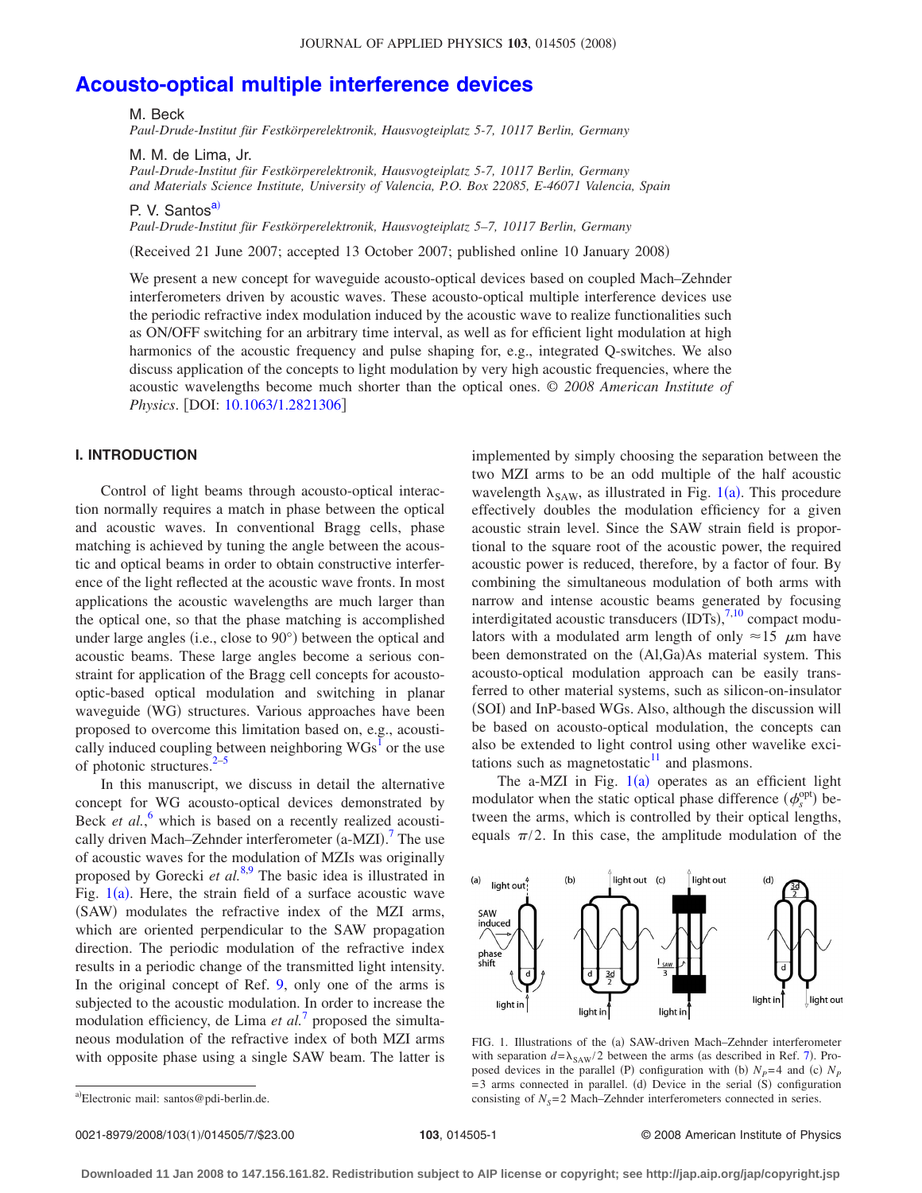# Acousto-optical multiple interference devices

M. Beck
*Paul-Drude-Institut für Festkörperelektronik, Hausvogteiplatz 5-7, 10117 Berlin, Germany*

M. M. de Lima, Jr.
*Paul-Drude-Institut für Festkörperelektronik, Hausvogteiplatz 5-7, 10117 Berlin, Germany and Materials Science Institute, University of Valencia, P.O. Box 22085, E-46071 Valencia, Spain*

P. V. Santos[a)]
*Paul-Drude-Institut für Festkörperelektronik, Hausvogteiplatz 5–7, 10117 Berlin, Germany*

(Received 21 June 2007; accepted 13 October 2007; published online 10 January 2008)

We present a new concept for waveguide acousto-optical devices based on coupled Mach–Zehnder interferometers driven by acoustic waves. These acousto-optical multiple interference devices use the periodic refractive index modulation induced by the acoustic wave to realize functionalities such as ON/OFF switching for an arbitrary time interval, as well as for efficient light modulation at high harmonics of the acoustic frequency and pulse shaping for, e.g., integrated Q-switches. We also discuss application of the concepts to light modulation by very high acoustic frequencies, where the acoustic wavelengths become much shorter than the optical ones. © *2008 American Institute of Physics*. [DOI: 10.1063/1.2821306]

## I. INTRODUCTION

Control of light beams through acousto-optical interaction normally requires a match in phase between the optical and acoustic waves. In conventional Bragg cells, phase matching is achieved by tuning the angle between the acoustic and optical beams in order to obtain constructive interference of the light reflected at the acoustic wave fronts. In most applications the acoustic wavelengths are much larger than the optical one, so that the phase matching is accomplished under large angles (i.e., close to 90°) between the optical and acoustic beams. These large angles become a serious constraint for application of the Bragg cell concepts for acousto-optic-based optical modulation and switching in planar waveguide (WG) structures. Various approaches have been proposed to overcome this limitation based on, e.g., acoustically induced coupling between neighboring WGs[1] or the use of photonic structures.[2–5]

In this manuscript, we discuss in detail the alternative concept for WG acousto-optical devices demonstrated by Beck *et al.*,[6] which is based on a recently realized acoustically driven Mach–Zehnder interferometer (a-MZI).[7] The use of acoustic waves for the modulation of MZIs was originally proposed by Gorecki *et al.*[8,9] The basic idea is illustrated in Fig. 1(a). Here, the strain field of a surface acoustic wave (SAW) modulates the refractive index of the MZI arms, which are oriented perpendicular to the SAW propagation direction. The periodic modulation of the refractive index results in a periodic change of the transmitted light intensity. In the original concept of Ref. 9, only one of the arms is subjected to the acoustic modulation. In order to increase the modulation efficiency, de Lima *et al.*[7] proposed the simultaneous modulation of the refractive index of both MZI arms with opposite phase using a single SAW beam. The latter is implemented by simply choosing the separation between the two MZI arms to be an odd multiple of the half acoustic wavelength $\lambda_{SAW}$, as illustrated in Fig. 1(a). This procedure effectively doubles the modulation efficiency for a given acoustic strain level. Since the SAW strain field is proportional to the square root of the acoustic power, the required acoustic power is reduced, therefore, by a factor of four. By combining the simultaneous modulation of both arms with narrow and intense acoustic beams generated by focusing interdigitated acoustic transducers (IDTs),[7,10] compact modulators with a modulated arm length of only $\approx 15$ $\mu$m have been demonstrated on the (Al,Ga)As material system. This acousto-optical modulation approach can be easily transferred to other material systems, such as silicon-on-insulator (SOI) and InP-based WGs. Also, although the discussion will be based on acousto-optical modulation, the concepts can also be extended to light control using other wavelike excitations such as magnetostatic[11] and plasmons.

The a-MZI in Fig. 1(a) operates as an efficient light modulator when the static optical phase difference ($\phi_s^{\mathrm{opt}}$) between the arms, which is controlled by their optical lengths, equals $\pi/2$. In this case, the amplitude modulation of the

FIG. 1. Illustrations of the (a) SAW-driven Mach–Zehnder interferometer with separation $d=\lambda_{SAW}/2$ between the arms (as described in Ref. 7). Proposed devices in the parallel (P) configuration with (b) $N_P=4$ and (c) $N_P=3$ arms connected in parallel. (d) Device in the serial (S) configuration consisting of $N_S=2$ Mach–Zehnder interferometers connected in series.

---

[a)]Electronic mail: santos@pdi-berlin.de.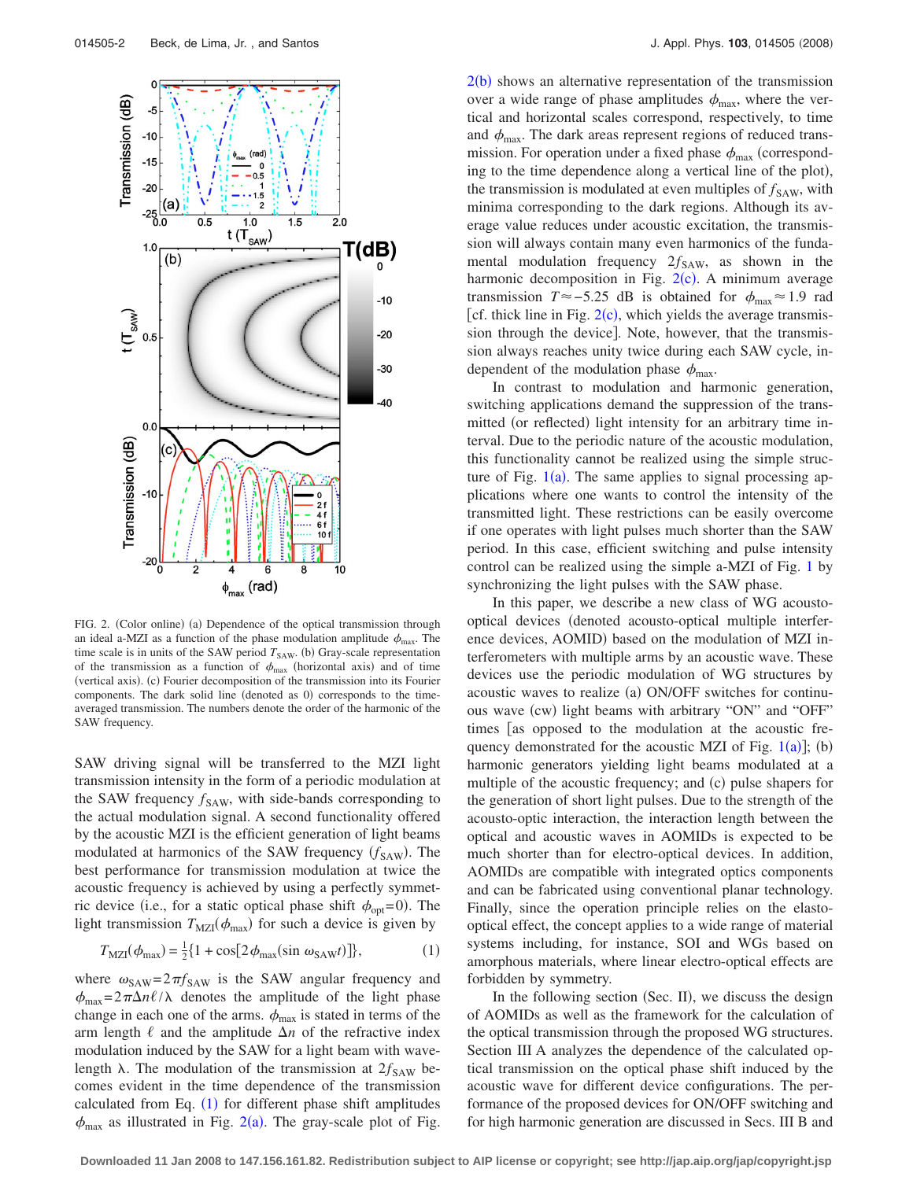FIG. 2. (Color online) (a) Dependence of the optical transmission through an ideal a-MZI as a function of the phase modulation amplitude $\phi_{max}$. The time scale is in units of the SAW period $T_{SAW}$. (b) Gray-scale representation of the transmission as a function of $\phi_{max}$ (horizontal axis) and of time (vertical axis). (c) Fourier decomposition of the transmission into its Fourier components. The dark solid line (denoted as 0) corresponds to the time-averaged transmission. The numbers denote the order of the harmonic of the SAW frequency.

SAW driving signal will be transferred to the MZI light transmission intensity in the form of a periodic modulation at the SAW frequency $f_{SAW}$, with side-bands corresponding to the actual modulation signal. A second functionality offered by the acoustic MZI is the efficient generation of light beams modulated at harmonics of the SAW frequency ($f_{SAW}$). The best performance for transmission modulation at twice the acoustic frequency is achieved by using a perfectly symmetric device (i.e., for a static optical phase shift $\phi_{opt}=0$). The light transmission $T_{MZI}(\phi_{max})$ for such a device is given by

$$T_{MZI}(\phi_{max}) = \tfrac{1}{2}\{1 + \cos[2\phi_{max}(\sin \omega_{SAW}t)]\}, \tag{1}$$

where $\omega_{SAW}=2\pi f_{SAW}$ is the SAW angular frequency and $\phi_{max}=2\pi\Delta n\ell/\lambda$ denotes the amplitude of the light phase change in each one of the arms. $\phi_{max}$ is stated in terms of the arm length $\ell$ and the amplitude $\Delta n$ of the refractive index modulation induced by the SAW for a light beam with wavelength $\lambda$. The modulation of the transmission at $2f_{SAW}$ becomes evident in the time dependence of the transmission calculated from Eq. (1) for different phase shift amplitudes $\phi_{max}$ as illustrated in Fig. 2(a). The gray-scale plot of Fig. 2(b) shows an alternative representation of the transmission over a wide range of phase amplitudes $\phi_{max}$, where the vertical and horizontal scales correspond, respectively, to time and $\phi_{max}$. The dark areas represent regions of reduced transmission. For operation under a fixed phase $\phi_{max}$ (corresponding to the time dependence along a vertical line of the plot), the transmission is modulated at even multiples of $f_{SAW}$, with minima corresponding to the dark regions. Although its average value reduces under acoustic excitation, the transmission will always contain many even harmonics of the fundamental modulation frequency $2f_{SAW}$, as shown in the harmonic decomposition in Fig. 2(c). A minimum average transmission $T\approx-5.25$ dB is obtained for $\phi_{max}\approx 1.9$ rad [cf. thick line in Fig. 2(c), which yields the average transmission through the device]. Note, however, that the transmission always reaches unity twice during each SAW cycle, independent of the modulation phase $\phi_{max}$.

In contrast to modulation and harmonic generation, switching applications demand the suppression of the transmitted (or reflected) light intensity for an arbitrary time interval. Due to the periodic nature of the acoustic modulation, this functionality cannot be realized using the simple structure of Fig. 1(a). The same applies to signal processing applications where one wants to control the intensity of the transmitted light. These restrictions can be easily overcome if one operates with light pulses much shorter than the SAW period. In this case, efficient switching and pulse intensity control can be realized using the simple a-MZI of Fig. 1 by synchronizing the light pulses with the SAW phase.

In this paper, we describe a new class of WG acousto-optical devices (denoted acousto-optical multiple interference devices, AOMID) based on the modulation of MZI interferometers with multiple arms by an acoustic wave. These devices use the periodic modulation of WG structures by acoustic waves to realize (a) ON/OFF switches for continuous wave (cw) light beams with arbitrary "ON" and "OFF" times [as opposed to the modulation at the acoustic frequency demonstrated for the acoustic MZI of Fig. 1(a)]; (b) harmonic generators yielding light beams modulated at a multiple of the acoustic frequency; and (c) pulse shapers for the generation of short light pulses. Due to the strength of the acousto-optic interaction, the interaction length between the optical and acoustic waves in AOMIDs is expected to be much shorter than for electro-optical devices. In addition, AOMIDs are compatible with integrated optics components and can be fabricated using conventional planar technology. Finally, since the operation principle relies on the elasto-optical effect, the concept applies to a wide range of material systems including, for instance, SOI and WGs based on amorphous materials, where linear electro-optical effects are forbidden by symmetry.

In the following section (Sec. II), we discuss the design of AOMIDs as well as the framework for the calculation of the optical transmission through the proposed WG structures. Section III A analyzes the dependence of the calculated optical transmission on the optical phase shift induced by the acoustic wave for different device configurations. The performance of the proposed devices for ON/OFF switching and for high harmonic generation are discussed in Secs. III B and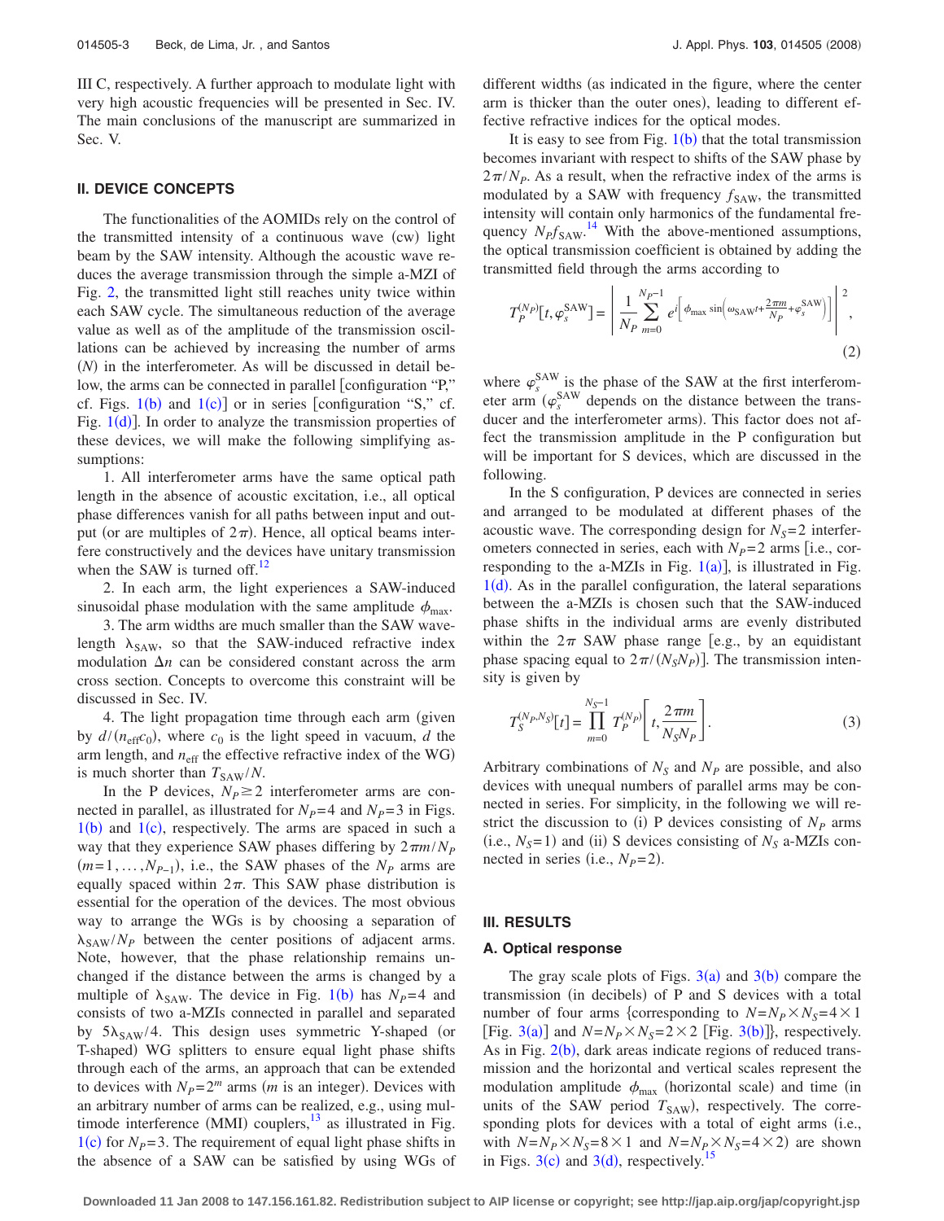III C, respectively. A further approach to modulate light with very high acoustic frequencies will be presented in Sec. IV. The main conclusions of the manuscript are summarized in Sec. V.

## II. DEVICE CONCEPTS

The functionalities of the AOMIDs rely on the control of the transmitted intensity of a continuous wave (cw) light beam by the SAW intensity. Although the acoustic wave reduces the average transmission through the simple a-MZI of Fig. 2, the transmitted light still reaches unity twice within each SAW cycle. The simultaneous reduction of the average value as well as of the amplitude of the transmission oscillations can be achieved by increasing the number of arms ($N$) in the interferometer. As will be discussed in detail below, the arms can be connected in parallel [configuration "P," cf. Figs. 1(b) and 1(c)] or in series [configuration "S," cf. Fig. 1(d)]. In order to analyze the transmission properties of these devices, we will make the following simplifying assumptions:

1. All interferometer arms have the same optical path length in the absence of acoustic excitation, i.e., all optical phase differences vanish for all paths between input and output (or are multiples of $2\pi$). Hence, all optical beams interfere constructively and the devices have unitary transmission when the SAW is turned off.[12]

2. In each arm, the light experiences a SAW-induced sinusoidal phase modulation with the same amplitude $\phi_{\max}$.

3. The arm widths are much smaller than the SAW wavelength $\lambda_{\mathrm{SAW}}$, so that the SAW-induced refractive index modulation $\Delta n$ can be considered constant across the arm cross section. Concepts to overcome this constraint will be discussed in Sec. IV.

4. The light propagation time through each arm (given by $d/(n_{\mathrm{eff}} c_0)$, where $c_0$ is the light speed in vacuum, $d$ the arm length, and $n_{\mathrm{eff}}$ the effective refractive index of the WG) is much shorter than $T_{\mathrm{SAW}}/N$.

In the P devices, $N_P \geq 2$ interferometer arms are connected in parallel, as illustrated for $N_P=4$ and $N_P=3$ in Figs. 1(b) and 1(c), respectively. The arms are spaced in such a way that they experience SAW phases differing by $2\pi m/N_P$ ($m=1,\ldots,N_{P-1}$), i.e., the SAW phases of the $N_P$ arms are equally spaced within $2\pi$. This SAW phase distribution is essential for the operation of the devices. The most obvious way to arrange the WGs is by choosing a separation of $\lambda_{\mathrm{SAW}}/N_P$ between the center positions of adjacent arms. Note, however, that the phase relationship remains unchanged if the distance between the arms is changed by a multiple of $\lambda_{\mathrm{SAW}}$. The device in Fig. 1(b) has $N_P=4$ and consists of two a-MZIs connected in parallel and separated by $5\lambda_{\mathrm{SAW}}/4$. This design uses symmetric Y-shaped (or T-shaped) WG splitters to ensure equal light phase shifts through each of the arms, an approach that can be extended to devices with $N_P=2^m$ arms ($m$ is an integer). Devices with an arbitrary number of arms can be realized, e.g., using multimode interference (MMI) couplers,[13] as illustrated in Fig. 1(c) for $N_P=3$. The requirement of equal light phase shifts in the absence of a SAW can be satisfied by using WGs of different widths (as indicated in the figure, where the center arm is thicker than the outer ones), leading to different effective refractive indices for the optical modes.

It is easy to see from Fig. 1(b) that the total transmission becomes invariant with respect to shifts of the SAW phase by $2\pi/N_P$. As a result, when the refractive index of the arms is modulated by a SAW with frequency $f_{\mathrm{SAW}}$, the transmitted intensity will contain only harmonics of the fundamental frequency $N_P f_{\mathrm{SAW}}$.[14] With the above-mentioned assumptions, the optical transmission coefficient is obtained by adding the transmitted field through the arms according to

$$T_P^{(N_P)}[t,\varphi_s^{\mathrm{SAW}}] = \left| \frac{1}{N_P} \sum_{m=0}^{N_P-1} e^{i\left[\phi_{\max} \sin\left(\omega_{\mathrm{SAW}} t + \frac{2\pi m}{N_P} + \varphi_s^{\mathrm{SAW}}\right)\right]} \right|^2, \tag{2}$$

where $\varphi_s^{\mathrm{SAW}}$ is the phase of the SAW at the first interferometer arm ($\varphi_s^{\mathrm{SAW}}$ depends on the distance between the transducer and the interferometer arms). This factor does not affect the transmission amplitude in the P configuration but will be important for S devices, which are discussed in the following.

In the S configuration, P devices are connected in series and arranged to be modulated at different phases of the acoustic wave. The corresponding design for $N_S=2$ interferometers connected in series, each with $N_P=2$ arms [i.e., corresponding to the a-MZIs in Fig. 1(a)], is illustrated in Fig. 1(d). As in the parallel configuration, the lateral separations between the a-MZIs is chosen such that the SAW-induced phase shifts in the individual arms are evenly distributed within the $2\pi$ SAW phase range [e.g., by an equidistant phase spacing equal to $2\pi/(N_S N_P)$]. The transmission intensity is given by

$$T_S^{(N_P,N_S)}[t] = \prod_{m=0}^{N_S-1} T_P^{(N_P)}\left[t, \frac{2\pi m}{N_S N_P}\right]. \tag{3}$$

Arbitrary combinations of $N_S$ and $N_P$ are possible, and also devices with unequal numbers of parallel arms may be connected in series. For simplicity, in the following we will restrict the discussion to (i) P devices consisting of $N_P$ arms (i.e., $N_S=1$) and (ii) S devices consisting of $N_S$ a-MZIs connected in series (i.e., $N_P=2$).

## III. RESULTS

### A. Optical response

The gray scale plots of Figs. 3(a) and 3(b) compare the transmission (in decibels) of P and S devices with a total number of four arms {corresponding to $N=N_P\times N_S=4\times 1$ [Fig. 3(a)] and $N=N_P\times N_S=2\times 2$ [Fig. 3(b)]}, respectively. As in Fig. 2(b), dark areas indicate regions of reduced transmission and the horizontal and vertical scales represent the modulation amplitude $\phi_{\max}$ (horizontal scale) and time (in units of the SAW period $T_{\mathrm{SAW}}$), respectively. The corresponding plots for devices with a total of eight arms (i.e., with $N=N_P\times N_S=8\times 1$ and $N=N_P\times N_S=4\times 2$) are shown in Figs. 3(c) and 3(d), respectively.[15]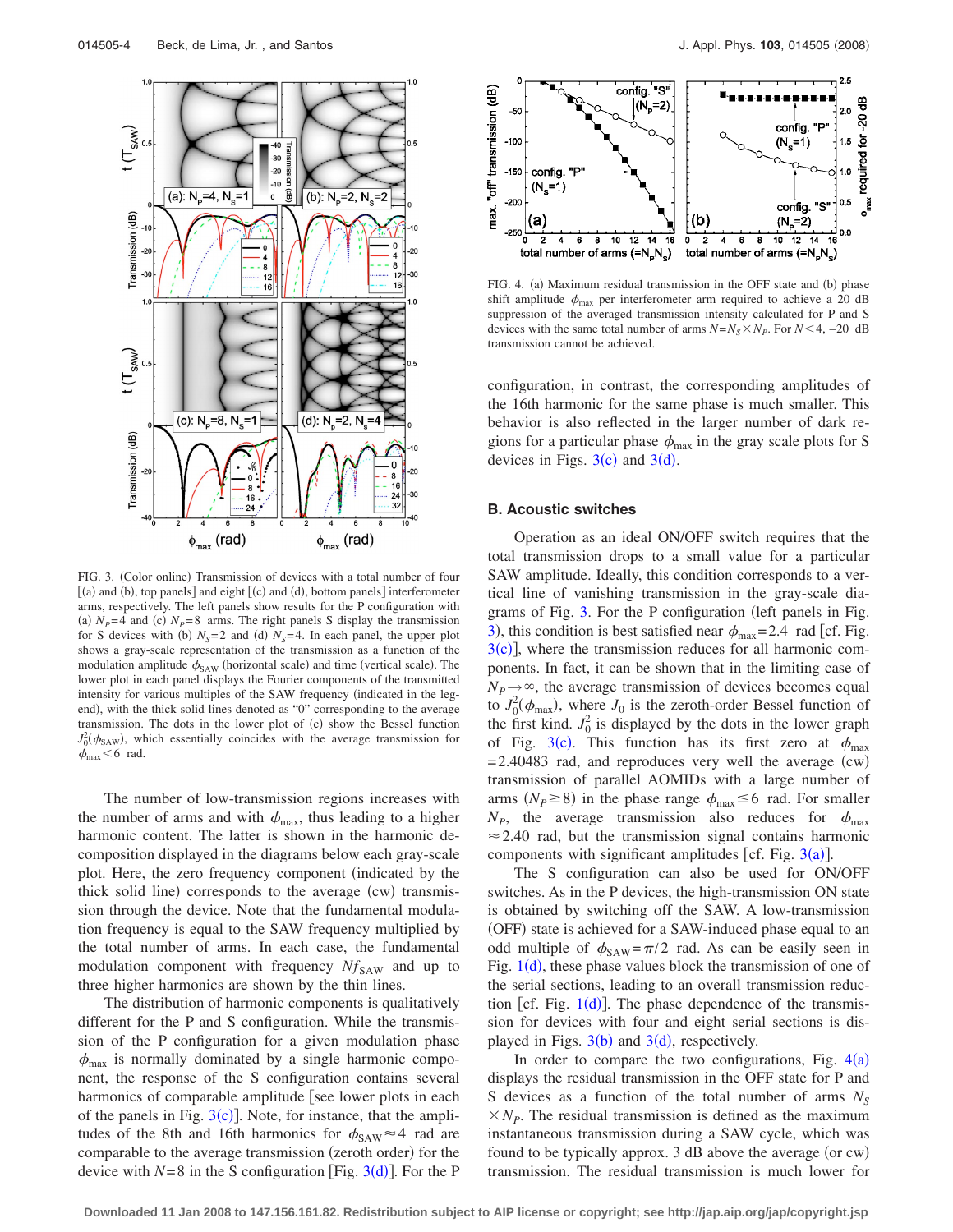FIG. 3. (Color online) Transmission of devices with a total number of four [(a) and (b), top panels] and eight [(c) and (d), bottom panels] interferometer arms, respectively. The left panels show results for the P configuration with (a) $N_P=4$ and (c) $N_P=8$ arms. The right panels S display the transmission for S devices with (b) $N_S=2$ and (d) $N_S=4$. In each panel, the upper plot shows a gray-scale representation of the transmission as a function of the modulation amplitude $\phi_{SAW}$ (horizontal scale) and time (vertical scale). The lower plot in each panel displays the Fourier components of the transmitted intensity for various multiples of the SAW frequency (indicated in the legend), with the thick solid lines denoted as "0" corresponding to the average transmission. The dots in the lower plot of (c) show the Bessel function $J_0^2(\phi_{SAW})$, which essentially coincides with the average transmission for $\phi_{max}<6$ rad.

The number of low-transmission regions increases with the number of arms and with $\phi_{max}$, thus leading to a higher harmonic content. The latter is shown in the harmonic decomposition displayed in the diagrams below each gray-scale plot. Here, the zero frequency component (indicated by the thick solid line) corresponds to the average (cw) transmission through the device. Note that the fundamental modulation frequency is equal to the SAW frequency multiplied by the total number of arms. In each case, the fundamental modulation component with frequency $Nf_{SAW}$ and up to three higher harmonics are shown by the thin lines.

The distribution of harmonic components is qualitatively different for the P and S configuration. While the transmission of the P configuration for a given modulation phase $\phi_{max}$ is normally dominated by a single harmonic component, the response of the S configuration contains several harmonics of comparable amplitude [see lower plots in each of the panels in Fig. 3(c)]. Note, for instance, that the amplitudes of the 8th and 16th harmonics for $\phi_{SAW}\approx 4$ rad are comparable to the average transmission (zeroth order) for the device with $N=8$ in the S configuration [Fig. 3(d)]. For the P configuration, in contrast, the corresponding amplitudes of the 16th harmonic for the same phase is much smaller. This behavior is also reflected in the larger number of dark regions for a particular phase $\phi_{max}$ in the gray scale plots for S devices in Figs. 3(c) and 3(d).

FIG. 4. (a) Maximum residual transmission in the OFF state and (b) phase shift amplitude $\phi_{max}$ per interferometer arm required to achieve a 20 dB suppression of the averaged transmission intensity calculated for P and S devices with the same total number of arms $N=N_S\times N_P$. For $N<4$, $-20$ dB transmission cannot be achieved.

## B. Acoustic switches

Operation as an ideal ON/OFF switch requires that the total transmission drops to a small value for a particular SAW amplitude. Ideally, this condition corresponds to a vertical line of vanishing transmission in the gray-scale diagrams of Fig. 3. For the P configuration (left panels in Fig. 3), this condition is best satisfied near $\phi_{max}=2.4$ rad [cf. Fig. 3(c)], where the transmission reduces for all harmonic components. In fact, it can be shown that in the limiting case of $N_P\rightarrow\infty$, the average transmission of devices becomes equal to $J_0^2(\phi_{max})$, where $J_0$ is the zeroth-order Bessel function of the first kind. $J_0^2$ is displayed by the dots in the lower graph of Fig. 3(c). This function has its first zero at $\phi_{max}$ $=2.40483$ rad, and reproduces very well the average (cw) transmission of parallel AOMIDs with a large number of arms ($N_P\geq 8$) in the phase range $\phi_{max}\leq 6$ rad. For smaller $N_P$, the average transmission also reduces for $\phi_{max}$ $\approx 2.40$ rad, but the transmission signal contains harmonic components with significant amplitudes [cf. Fig. 3(a)].

The S configuration can also be used for ON/OFF switches. As in the P devices, the high-transmission ON state is obtained by switching off the SAW. A low-transmission (OFF) state is achieved for a SAW-induced phase equal to an odd multiple of $\phi_{SAW}=\pi/2$ rad. As can be easily seen in Fig. 1(d), these phase values block the transmission of one of the serial sections, leading to an overall transmission reduction [cf. Fig. 1(d)]. The phase dependence of the transmission for devices with four and eight serial sections is displayed in Figs. 3(b) and 3(d), respectively.

In order to compare the two configurations, Fig. 4(a) displays the residual transmission in the OFF state for P and S devices as a function of the total number of arms $N_S$ $\times N_P$. The residual transmission is defined as the maximum instantaneous transmission during a SAW cycle, which was found to be typically approx. 3 dB above the average (or cw) transmission. The residual transmission is much lower for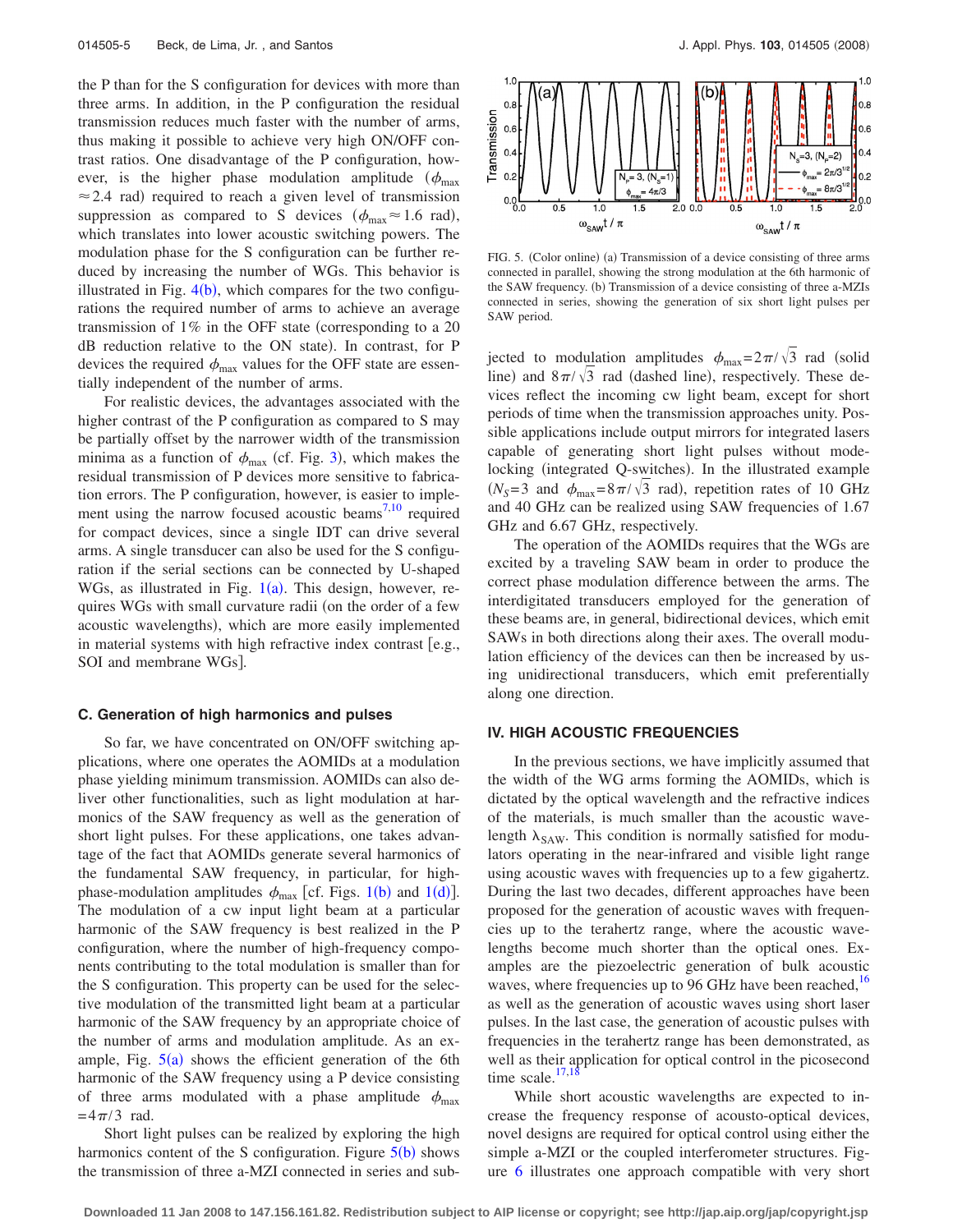the P than for the S configuration for devices with more than three arms. In addition, in the P configuration the residual transmission reduces much faster with the number of arms, thus making it possible to achieve very high ON/OFF contrast ratios. One disadvantage of the P configuration, however, is the higher phase modulation amplitude ($\phi_{max} \approx 2.4$ rad) required to reach a given level of transmission suppression as compared to S devices ($\phi_{max} \approx 1.6$ rad), which translates into lower acoustic switching powers. The modulation phase for the S configuration can be further reduced by increasing the number of WGs. This behavior is illustrated in Fig. 4(b), which compares for the two configurations the required number of arms to achieve an average transmission of 1% in the OFF state (corresponding to a 20 dB reduction relative to the ON state). In contrast, for P devices the required $\phi_{max}$ values for the OFF state are essentially independent of the number of arms.

For realistic devices, the advantages associated with the higher contrast of the P configuration as compared to S may be partially offset by the narrower width of the transmission minima as a function of $\phi_{max}$ (cf. Fig. 3), which makes the residual transmission of P devices more sensitive to fabrication errors. The P configuration, however, is easier to implement using the narrow focused acoustic beams[7,10] required for compact devices, since a single IDT can drive several arms. A single transducer can also be used for the S configuration if the serial sections can be connected by U-shaped WGs, as illustrated in Fig. 1(a). This design, however, requires WGs with small curvature radii (on the order of a few acoustic wavelengths), which are more easily implemented in material systems with high refractive index contrast [e.g., SOI and membrane WGs].

### C. Generation of high harmonics and pulses

So far, we have concentrated on ON/OFF switching applications, where one operates the AOMIDs at a modulation phase yielding minimum transmission. AOMIDs can also deliver other functionalities, such as light modulation at harmonics of the SAW frequency as well as the generation of short light pulses. For these applications, one takes advantage of the fact that AOMIDs generate several harmonics of the fundamental SAW frequency, in particular, for high-phase-modulation amplitudes $\phi_{max}$ [cf. Figs. 1(b) and 1(d)]. The modulation of a cw input light beam at a particular harmonic of the SAW frequency is best realized in the P configuration, where the number of high-frequency components contributing to the total modulation is smaller than for the S configuration. This property can be used for the selective modulation of the transmitted light beam at a particular harmonic of the SAW frequency by an appropriate choice of the number of arms and modulation amplitude. As an example, Fig. 5(a) shows the efficient generation of the 6th harmonic of the SAW frequency using a P device consisting of three arms modulated with a phase amplitude $\phi_{max} = 4\pi/3$ rad.

Short light pulses can be realized by exploring the high harmonics content of the S configuration. Figure 5(b) shows the transmission of three a-MZI connected in series and subjected to modulation amplitudes $\phi_{max} = 2\pi/\sqrt{3}$ rad (solid line) and $8\pi/\sqrt{3}$ rad (dashed line), respectively. These devices reflect the incoming cw light beam, except for short periods of time when the transmission approaches unity. Possible applications include output mirrors for integrated lasers capable of generating short light pulses without mode-locking (integrated Q-switches). In the illustrated example ($N_S = 3$ and $\phi_{max} = 8\pi/\sqrt{3}$ rad), repetition rates of 10 GHz and 40 GHz can be realized using SAW frequencies of 1.67 GHz and 6.67 GHz, respectively.

FIG. 5. (Color online) (a) Transmission of a device consisting of three arms connected in parallel, showing the strong modulation at the 6th harmonic of the SAW frequency. (b) Transmission of a device consisting of three a-MZIs connected in series, showing the generation of six short light pulses per SAW period.

The operation of the AOMIDs requires that the WGs are excited by a traveling SAW beam in order to produce the correct phase modulation difference between the arms. The interdigitated transducers employed for the generation of these beams are, in general, bidirectional devices, which emit SAWs in both directions along their axes. The overall modulation efficiency of the devices can then be increased by using unidirectional transducers, which emit preferentially along one direction.

## IV. HIGH ACOUSTIC FREQUENCIES

In the previous sections, we have implicitly assumed that the width of the WG arms forming the AOMIDs, which is dictated by the optical wavelength and the refractive indices of the materials, is much smaller than the acoustic wavelength $\lambda_{SAW}$. This condition is normally satisfied for modulators operating in the near-infrared and visible light range using acoustic waves with frequencies up to a few gigahertz. During the last two decades, different approaches have been proposed for the generation of acoustic waves with frequencies up to the terahertz range, where the acoustic wavelengths become much shorter than the optical ones. Examples are the piezoelectric generation of bulk acoustic waves, where frequencies up to 96 GHz have been reached,[16] as well as the generation of acoustic waves using short laser pulses. In the last case, the generation of acoustic pulses with frequencies in the terahertz range has been demonstrated, as well as their application for optical control in the picosecond time scale.[17,18]

While short acoustic wavelengths are expected to increase the frequency response of acousto-optical devices, novel designs are required for optical control using either the simple a-MZI or the coupled interferometer structures. Figure 6 illustrates one approach compatible with very short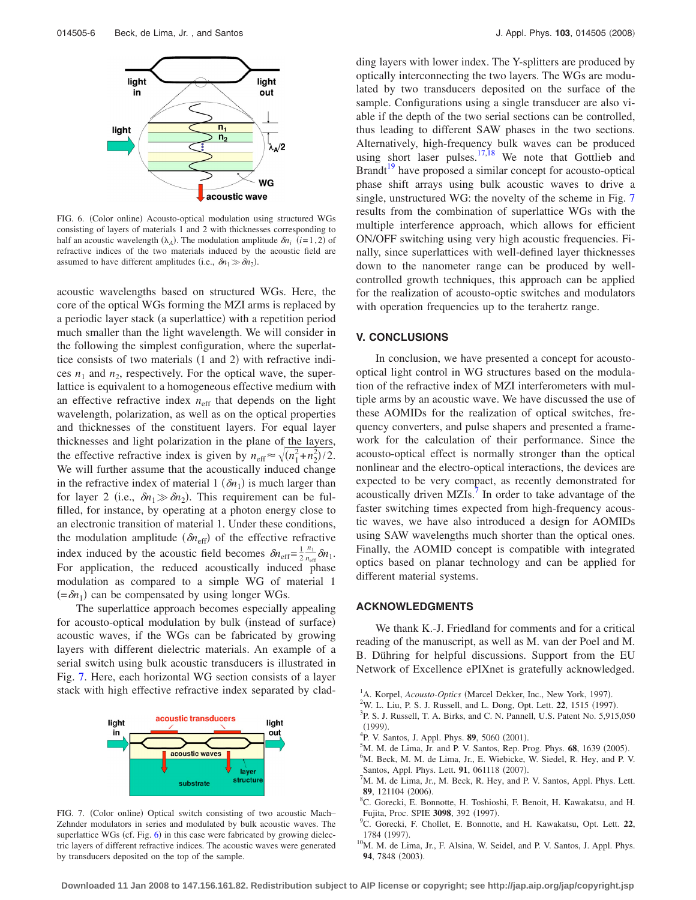FIG. 6. (Color online) Acousto-optical modulation using structured WGs consisting of layers of materials 1 and 2 with thicknesses corresponding to half an acoustic wavelength ($\lambda_A$). The modulation amplitude $\delta n_i$ ($i=1,2$) of refractive indices of the two materials induced by the acoustic field are assumed to have different amplitudes (i.e., $\delta n_1 \gg \delta n_2$).

acoustic wavelengths based on structured WGs. Here, the core of the optical WGs forming the MZI arms is replaced by a periodic layer stack (a superlattice) with a repetition period much smaller than the light wavelength. We will consider in the following the simplest configuration, where the superlattice consists of two materials (1 and 2) with refractive indices $n_1$ and $n_2$, respectively. For the optical wave, the superlattice is equivalent to a homogeneous effective medium with an effective refractive index $n_{\mathrm{eff}}$ that depends on the light wavelength, polarization, as well as on the optical properties and thicknesses of the constituent layers. For equal layer thicknesses and light polarization in the plane of the layers, the effective refractive index is given by $n_{\mathrm{eff}} \approx \sqrt{(n_1^2+n_2^2)/2}$. We will further assume that the acoustically induced change in the refractive index of material 1 ($\delta n_1$) is much larger than for layer 2 (i.e., $\delta n_1 \gg \delta n_2$). This requirement can be fulfilled, for instance, by operating at a photon energy close to an electronic transition of material 1. Under these conditions, the modulation amplitude ($\delta n_{\mathrm{eff}}$) of the effective refractive index induced by the acoustic field becomes $\delta n_{\mathrm{eff}} = \frac{1}{2}\frac{n_1}{n_{\mathrm{eff}}}\delta n_1$. For application, the reduced acoustically induced phase modulation as compared to a simple WG of material 1 ($=\delta n_1$) can be compensated by using longer WGs.

The superlattice approach becomes especially appealing for acousto-optical modulation by bulk (instead of surface) acoustic waves, if the WGs can be fabricated by growing layers with different dielectric materials. An example of a serial switch using bulk acoustic transducers is illustrated in Fig. 7. Here, each horizontal WG section consists of a layer stack with high effective refractive index separated by cladding layers with lower index. The Y-splitters are produced by optically interconnecting the two layers. The WGs are modulated by two transducers deposited on the surface of the sample. Configurations using a single transducer are also viable if the depth of the two serial sections can be controlled, thus leading to different SAW phases in the two sections. Alternatively, high-frequency bulk waves can be produced using short laser pulses.[17,18] We note that Gottlieb and Brandt[19] have proposed a similar concept for acousto-optical phase shift arrays using bulk acoustic waves to drive a single, unstructured WG: the novelty of the scheme in Fig. 7 results from the combination of superlattice WGs with the multiple interference approach, which allows for efficient ON/OFF switching using very high acoustic frequencies. Finally, since superlattices with well-defined layer thicknesses down to the nanometer range can be produced by well-controlled growth techniques, this approach can be applied for the realization of acousto-optic switches and modulators with operation frequencies up to the terahertz range.

FIG. 7. (Color online) Optical switch consisting of two acoustic Mach–Zehnder modulators in series and modulated by bulk acoustic waves. The superlattice WGs (cf. Fig. 6) in this case were fabricated by growing dielectric layers of different refractive indices. The acoustic waves were generated by transducers deposited on the top of the sample.

## V. CONCLUSIONS

In conclusion, we have presented a concept for acousto-optical light control in WG structures based on the modulation of the refractive index of MZI interferometers with multiple arms by an acoustic wave. We have discussed the use of these AOMIDs for the realization of optical switches, frequency converters, and pulse shapers and presented a framework for the calculation of their performance. Since the acousto-optical effect is normally stronger than the optical nonlinear and the electro-optical interactions, the devices are expected to be very compact, as recently demonstrated for acoustically driven MZIs.[7] In order to take advantage of the faster switching times expected from high-frequency acoustic waves, we have also introduced a design for AOMIDs using SAW wavelengths much shorter than the optical ones. Finally, the AOMID concept is compatible with integrated optics based on planar technology and can be applied for different material systems.

## ACKNOWLEDGMENTS

We thank K.-J. Friedland for comments and for a critical reading of the manuscript, as well as M. van der Poel and M. B. Dühring for helpful discussions. Support from the EU Network of Excellence ePIXNet is gratefully acknowledged.

[1] A. Korpel, *Acousto-Optics* (Marcel Dekker, Inc., New York, 1997).
[2] W. L. Liu, P. S. J. Russell, and L. Dong, Opt. Lett. **22**, 1515 (1997).
[3] P. S. J. Russell, T. A. Birks, and C. N. Pannell, U.S. Patent No. 5,915,050 (1999).
[4] P. V. Santos, J. Appl. Phys. **89**, 5060 (2001).
[5] M. M. de Lima, Jr. and P. V. Santos, Rep. Prog. Phys. **68**, 1639 (2005).
[6] M. Beck, M. M. de Lima, Jr., E. Wiebicke, W. Siedel, R. Hey, and P. V. Santos, Appl. Phys. Lett. **91**, 061118 (2007).
[7] M. M. de Lima, Jr., M. Beck, R. Hey, and P. V. Santos, Appl. Phys. Lett. **89**, 121104 (2006).
[8] C. Gorecki, E. Bonnotte, H. Toshioshi, F. Benoit, H. Kawakatsu, and H. Fujita, Proc. SPIE **3098**, 392 (1997).
[9] C. Gorecki, F. Chollet, E. Bonnotte, and H. Kawakatsu, Opt. Lett. **22**, 1784 (1997).
[10] M. M. de Lima, Jr., F. Alsina, W. Seidel, and P. V. Santos, J. Appl. Phys. **94**, 7848 (2003).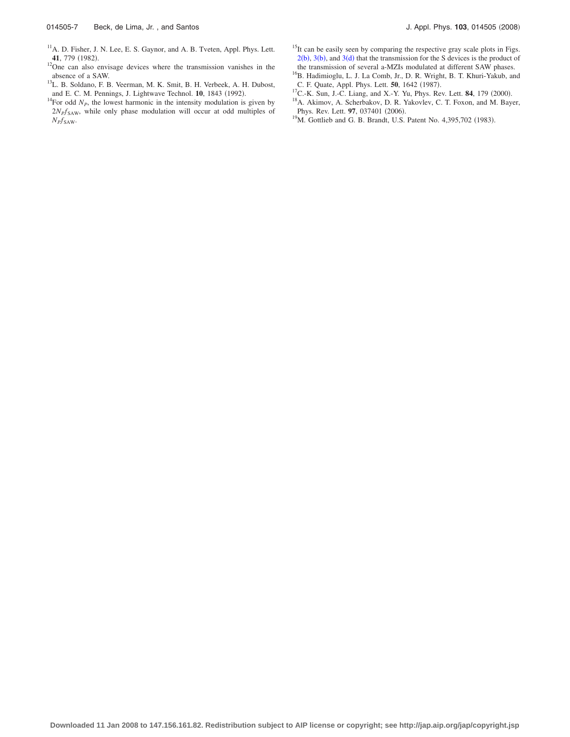[11] A. D. Fisher, J. N. Lee, E. S. Gaynor, and A. B. Tveten, Appl. Phys. Lett. **41**, 779 (1982).

[12] One can also envisage devices where the transmission vanishes in the absence of a SAW.

[13] L. B. Soldano, F. B. Veerman, M. K. Smit, B. H. Verbeek, A. H. Dubost, and E. C. M. Pennings, J. Lightwave Technol. **10**, 1843 (1992).

[14] For odd $N_P$, the lowest harmonic in the intensity modulation is given by $2N_P f_{\mathrm{SAW}}$, while only phase modulation will occur at odd multiples of $N_P f_{\mathrm{SAW}}$.

[15] It can be easily seen by comparing the respective gray scale plots in Figs. 2(b), 3(b), and 3(d) that the transmission for the S devices is the product of the transmission of several a-MZIs modulated at different SAW phases.

[16] B. Hadimioglu, L. J. La Comb, Jr., D. R. Wright, B. T. Khuri-Yakub, and C. F. Quate, Appl. Phys. Lett. **50**, 1642 (1987).

[17] C.-K. Sun, J.-C. Liang, and X.-Y. Yu, Phys. Rev. Lett. **84**, 179 (2000).

[18] A. Akimov, A. Scherbakov, D. R. Yakovlev, C. T. Foxon, and M. Bayer, Phys. Rev. Lett. **97**, 037401 (2006).

[19] M. Gottlieb and G. B. Brandt, U.S. Patent No. 4,395,702 (1983).